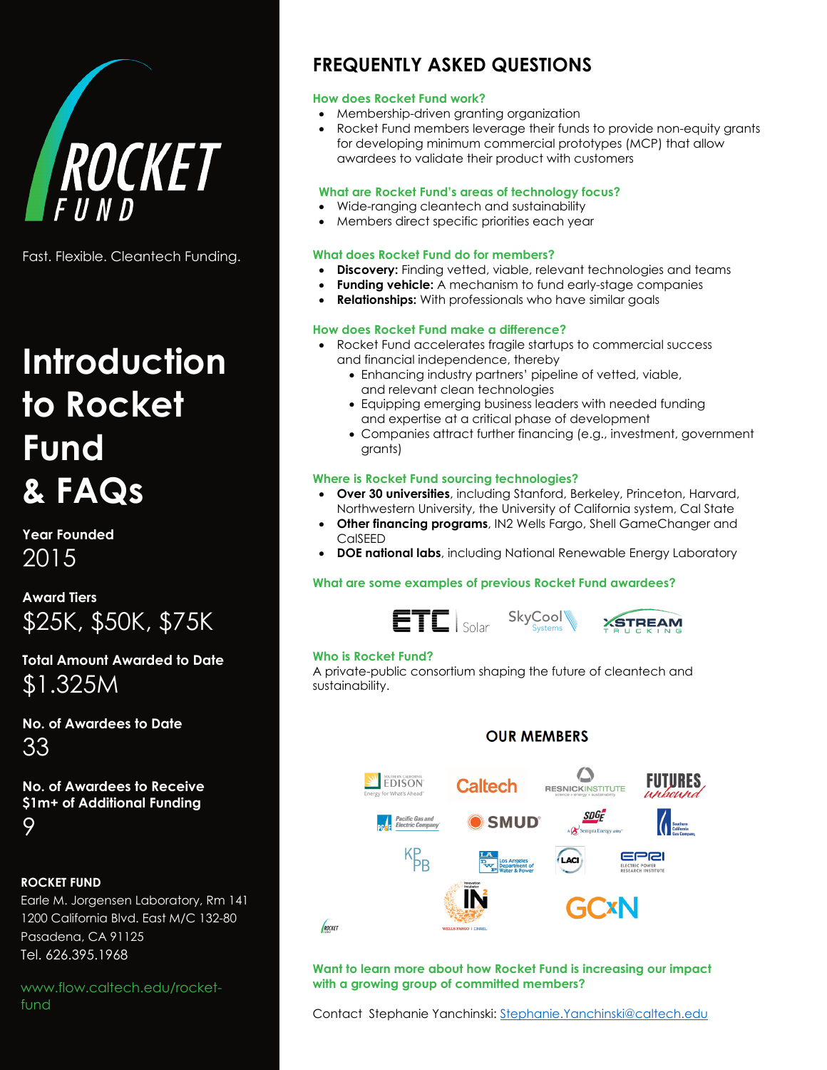ROCKET FUND

Fast. Flexible. Cleantech Funding.

# Introduction to Rocket Fund & FAQs

**Year Founded**
2015

**Award Tiers**
$25K, $50K, $75K

**Total Amount Awarded to Date**
$1.325M

**No. of Awardees to Date**
33

**No. of Awardees to Receive $1m+ of Additional Funding**
9

**ROCKET FUND**
Earle M. Jorgensen Laboratory, Rm 141
1200 California Blvd. East M/C 132-80
Pasadena, CA 91125
Tel. 626.395.1968

www.flow.caltech.edu/rocket-fund

## FREQUENTLY ASKED QUESTIONS

### How does Rocket Fund work?

- Membership-driven granting organization
- Rocket Fund members leverage their funds to provide non-equity grants for developing minimum commercial prototypes (MCP) that allow awardees to validate their product with customers

### What are Rocket Fund's areas of technology focus?

- Wide-ranging cleantech and sustainability
- Members direct specific priorities each year

### What does Rocket Fund do for members?

- **Discovery:** Finding vetted, viable, relevant technologies and teams
- **Funding vehicle:** A mechanism to fund early-stage companies
- **Relationships:** With professionals who have similar goals

### How does Rocket Fund make a difference?

- Rocket Fund accelerates fragile startups to commercial success and financial independence, thereby
  - Enhancing industry partners' pipeline of vetted, viable, and relevant clean technologies
  - Equipping emerging business leaders with needed funding and expertise at a critical phase of development
  - Companies attract further financing (e.g., investment, government grants)

### Where is Rocket Fund sourcing technologies?

- **Over 30 universities**, including Stanford, Berkeley, Princeton, Harvard, Northwestern University, the University of California system, Cal State
- **Other financing programs**, IN2 Wells Fargo, Shell GameChanger and CalSEED
- **DOE national labs**, including National Renewable Energy Laboratory

### What are some examples of previous Rocket Fund awardees?

ETC Solar | SkyCool Systems | XStream Trucking

### Who is Rocket Fund?

A private-public consortium shaping the future of cleantech and sustainability.

## OUR MEMBERS

Southern California Edison, Caltech, Resnick Institute, Futures Unbound, Pacific Gas and Electric Company, SMUD, SDG&E, Southern California Gas Company, KPB, Los Angeles Department of Water & Power, LACI, EPRI Electric Power Research Institute, IN2 Innovation Incubator (Wells Fargo | NREL), GCxN

### Want to learn more about how Rocket Fund is increasing our impact with a growing group of committed members?

Contact Stephanie Yanchinski: Stephanie.Yanchinski@caltech.edu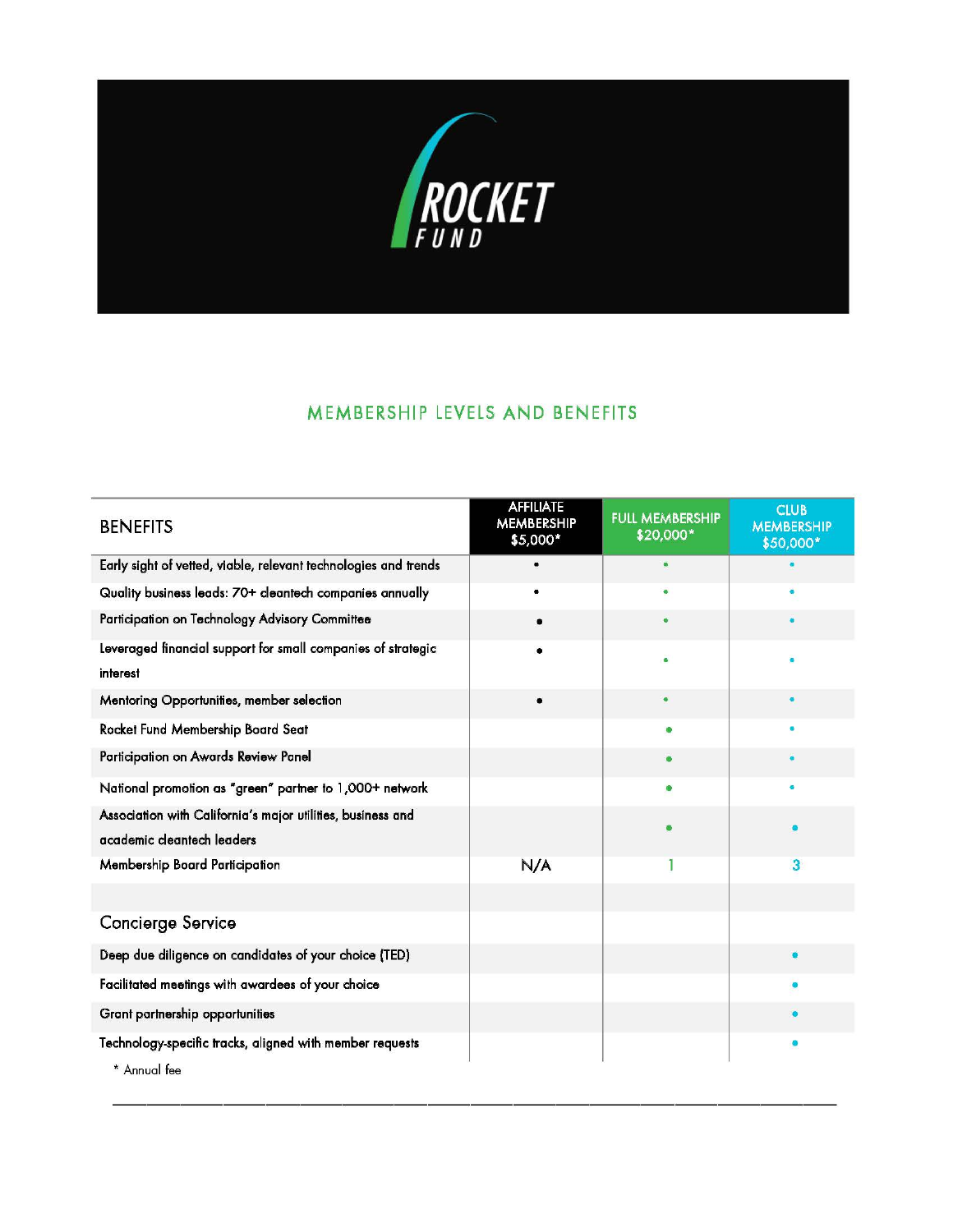ROCKET FUND

## MEMBERSHIP LEVELS AND BENEFITS

| BENEFITS | AFFILIATE MEMBERSHIP $5,000* | FULL MEMBERSHIP $20,000* | CLUB MEMBERSHIP $50,000* |
|---|---|---|---|
| Early sight of vetted, viable, relevant technologies and trends | • | • | • |
| Quality business leads: 70+ cleantech companies annually | • | • | • |
| Participation on Technology Advisory Committee | • | • | • |
| Leveraged financial support for small companies of strategic interest | • | • | • |
| Mentoring Opportunities, member selection | • | • | • |
| Rocket Fund Membership Board Seat | | • | • |
| Participation on Awards Review Panel | | • | • |
| National promotion as "green" partner to 1,000+ network | | • | • |
| Association with California's major utilities, business and academic cleantech leaders | | • | • |
| Membership Board Participation | N/A | 1 | 3 |
| | | | |
| **Concierge Service** | | | |
| Deep due diligence on candidates of your choice (TED) | | | • |
| Facilitated meetings with awardees of your choice | | | • |
| Grant partnership opportunities | | | • |
| Technology-specific tracks, aligned with member requests | | | • |

* Annual fee